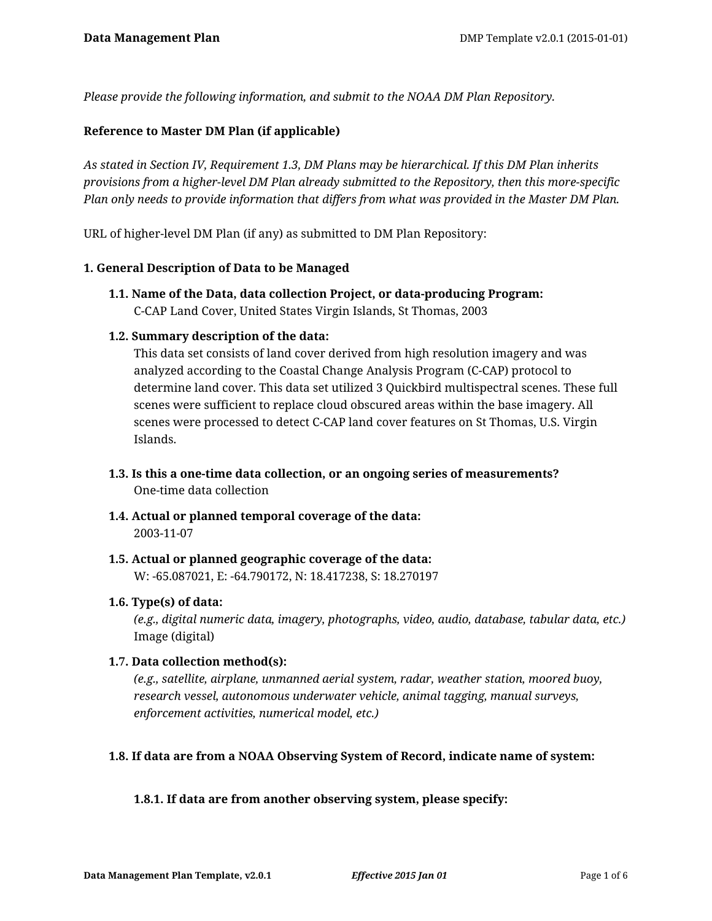*Please provide the following information, and submit to the NOAA DM Plan Repository.*

**Reference to Master DM Plan (if applicable)**

*As stated in Section IV, Requirement 1.3, DM Plans may be hierarchical. If this DM Plan inherits provisions from a higher-level DM Plan already submitted to the Repository, then this more-specific Plan only needs to provide information that differs from what was provided in the Master DM Plan.*

URL of higher-level DM Plan (if any) as submitted to DM Plan Repository:

**1. General Description of Data to be Managed**

**1.1. Name of the Data, data collection Project, or data-producing Program:**
C-CAP Land Cover, United States Virgin Islands, St Thomas, 2003

**1.2. Summary description of the data:**
This data set consists of land cover derived from high resolution imagery and was analyzed according to the Coastal Change Analysis Program (C-CAP) protocol to determine land cover. This data set utilized 3 Quickbird multispectral scenes. These full scenes were sufficient to replace cloud obscured areas within the base imagery. All scenes were processed to detect C-CAP land cover features on St Thomas, U.S. Virgin Islands.

**1.3. Is this a one-time data collection, or an ongoing series of measurements?**
One-time data collection

**1.4. Actual or planned temporal coverage of the data:**
2003-11-07

**1.5. Actual or planned geographic coverage of the data:**
W: -65.087021, E: -64.790172, N: 18.417238, S: 18.270197

**1.6. Type(s) of data:**
*(e.g., digital numeric data, imagery, photographs, video, audio, database, tabular data, etc.)*
Image (digital)

**1.7. Data collection method(s):**
*(e.g., satellite, airplane, unmanned aerial system, radar, weather station, moored buoy, research vessel, autonomous underwater vehicle, animal tagging, manual surveys, enforcement activities, numerical model, etc.)*

**1.8. If data are from a NOAA Observing System of Record, indicate name of system:**

**1.8.1. If data are from another observing system, please specify:**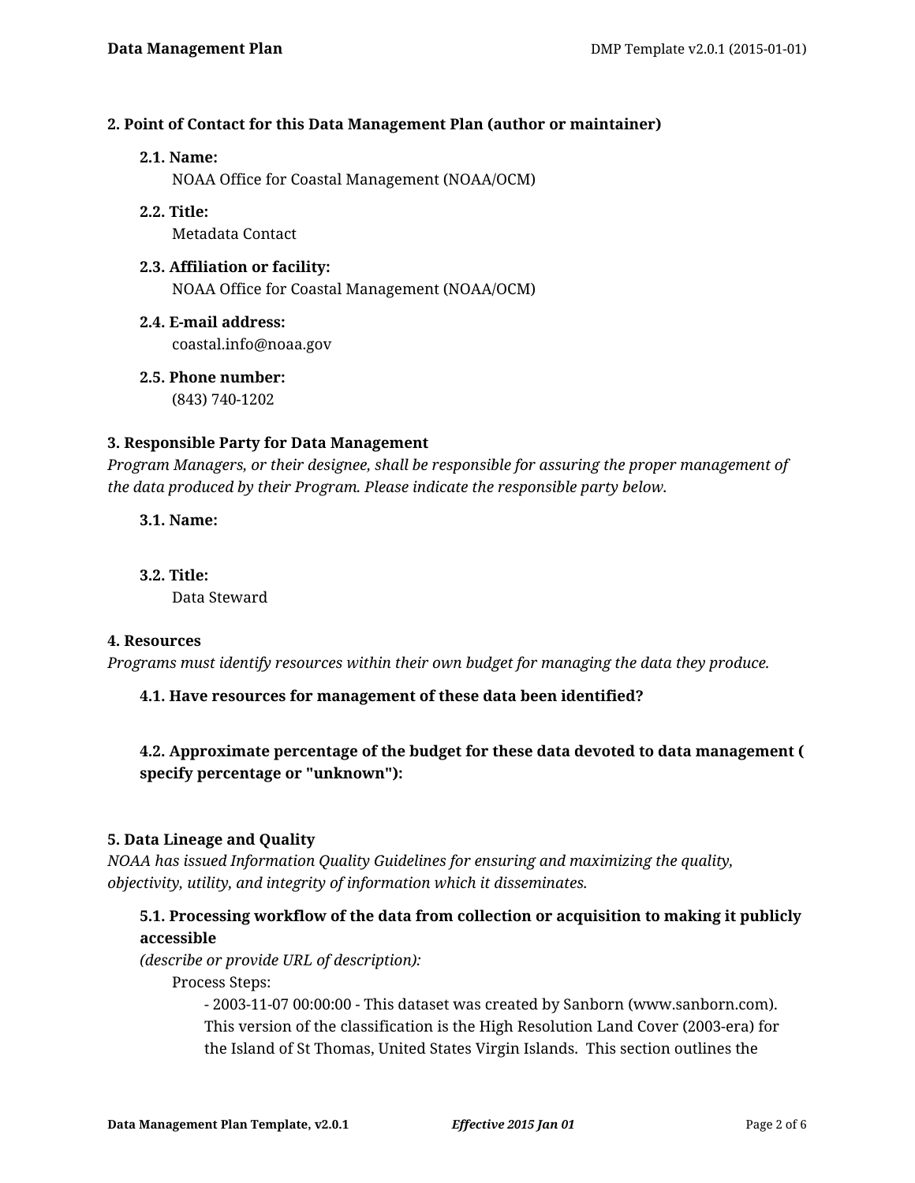### 2. Point of Contact for this Data Management Plan (author or maintainer)

**2.1. Name:**

NOAA Office for Coastal Management (NOAA/OCM)

**2.2. Title:**

Metadata Contact

**2.3. Affiliation or facility:**

NOAA Office for Coastal Management (NOAA/OCM)

**2.4. E-mail address:**

coastal.info@noaa.gov

**2.5. Phone number:**

(843) 740-1202

### 3. Responsible Party for Data Management

*Program Managers, or their designee, shall be responsible for assuring the proper management of the data produced by their Program. Please indicate the responsible party below.*

**3.1. Name:**

**3.2. Title:**

Data Steward

### 4. Resources

*Programs must identify resources within their own budget for managing the data they produce.*

**4.1. Have resources for management of these data been identified?**

**4.2. Approximate percentage of the budget for these data devoted to data management ( specify percentage or "unknown"):**

### 5. Data Lineage and Quality

*NOAA has issued Information Quality Guidelines for ensuring and maximizing the quality, objectivity, utility, and integrity of information which it disseminates.*

**5.1. Processing workflow of the data from collection or acquisition to making it publicly accessible**

*(describe or provide URL of description):*

Process Steps:

- 2003-11-07 00:00:00 - This dataset was created by Sanborn (www.sanborn.com). This version of the classification is the High Resolution Land Cover (2003-era) for the Island of St Thomas, United States Virgin Islands. This section outlines the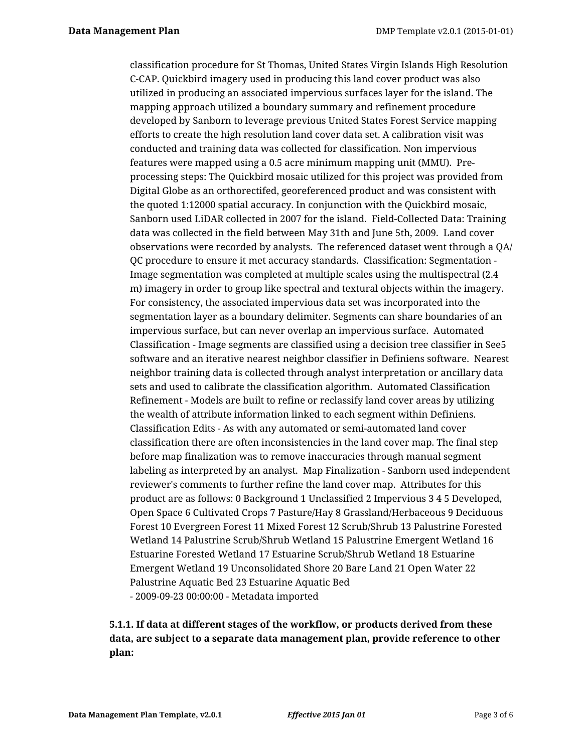classification procedure for St Thomas, United States Virgin Islands High Resolution C-CAP. Quickbird imagery used in producing this land cover product was also utilized in producing an associated impervious surfaces layer for the island. The mapping approach utilized a boundary summary and refinement procedure developed by Sanborn to leverage previous United States Forest Service mapping efforts to create the high resolution land cover data set. A calibration visit was conducted and training data was collected for classification. Non impervious features were mapped using a 0.5 acre minimum mapping unit (MMU).  Pre-processing steps: The Quickbird mosaic utilized for this project was provided from Digital Globe as an orthorectifed, georeferenced product and was consistent with the quoted 1:12000 spatial accuracy. In conjunction with the Quickbird mosaic, Sanborn used LiDAR collected in 2007 for the island.  Field-Collected Data: Training data was collected in the field between May 31th and June 5th, 2009.  Land cover observations were recorded by analysts.  The referenced dataset went through a QA/QC procedure to ensure it met accuracy standards.  Classification: Segmentation - Image segmentation was completed at multiple scales using the multispectral (2.4 m) imagery in order to group like spectral and textural objects within the imagery. For consistency, the associated impervious data set was incorporated into the segmentation layer as a boundary delimiter. Segments can share boundaries of an impervious surface, but can never overlap an impervious surface.  Automated Classification - Image segments are classified using a decision tree classifier in See5 software and an iterative nearest neighbor classifier in Definiens software.  Nearest neighbor training data is collected through analyst interpretation or ancillary data sets and used to calibrate the classification algorithm.  Automated Classification Refinement - Models are built to refine or reclassify land cover areas by utilizing the wealth of attribute information linked to each segment within Definiens.  Classification Edits - As with any automated or semi-automated land cover classification there are often inconsistencies in the land cover map. The final step before map finalization was to remove inaccuracies through manual segment labeling as interpreted by an analyst.  Map Finalization - Sanborn used independent reviewer's comments to further refine the land cover map.  Attributes for this product are as follows: 0 Background 1 Unclassified 2 Impervious 3 4 5 Developed, Open Space 6 Cultivated Crops 7 Pasture/Hay 8 Grassland/Herbaceous 9 Deciduous Forest 10 Evergreen Forest 11 Mixed Forest 12 Scrub/Shrub 13 Palustrine Forested Wetland 14 Palustrine Scrub/Shrub Wetland 15 Palustrine Emergent Wetland 16 Estuarine Forested Wetland 17 Estuarine Scrub/Shrub Wetland 18 Estuarine Emergent Wetland 19 Unconsolidated Shore 20 Bare Land 21 Open Water 22 Palustrine Aquatic Bed 23 Estuarine Aquatic Bed
- 2009-09-23 00:00:00 - Metadata imported

**5.1.1. If data at different stages of the workflow, or products derived from these data, are subject to a separate data management plan, provide reference to other plan:**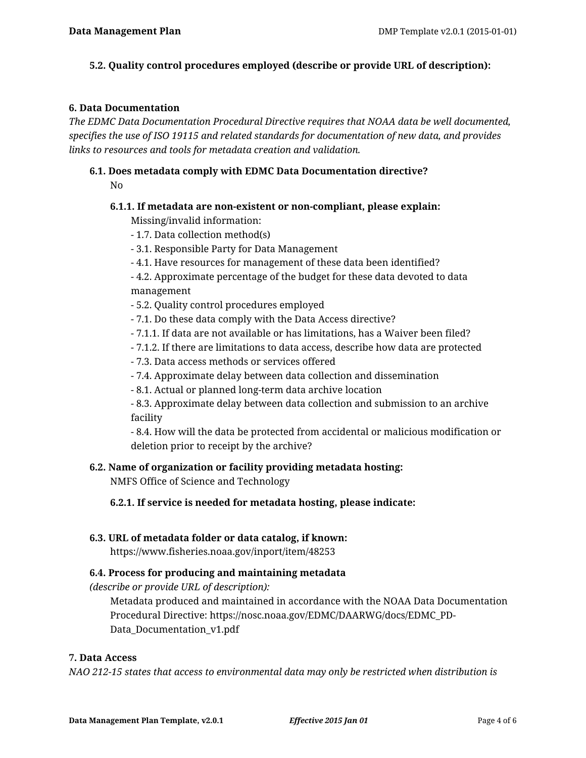### 5.2. Quality control procedures employed (describe or provide URL of description):

## 6. Data Documentation

*The EDMC Data Documentation Procedural Directive requires that NOAA data be well documented, specifies the use of ISO 19115 and related standards for documentation of new data, and provides links to resources and tools for metadata creation and validation.*

### 6.1. Does metadata comply with EDMC Data Documentation directive?

No

#### 6.1.1. If metadata are non-existent or non-compliant, please explain:

Missing/invalid information:
- 1.7. Data collection method(s)
- 3.1. Responsible Party for Data Management
- 4.1. Have resources for management of these data been identified?
- 4.2. Approximate percentage of the budget for these data devoted to data management
- 5.2. Quality control procedures employed
- 7.1. Do these data comply with the Data Access directive?
- 7.1.1. If data are not available or has limitations, has a Waiver been filed?
- 7.1.2. If there are limitations to data access, describe how data are protected
- 7.3. Data access methods or services offered
- 7.4. Approximate delay between data collection and dissemination
- 8.1. Actual or planned long-term data archive location
- 8.3. Approximate delay between data collection and submission to an archive facility
- 8.4. How will the data be protected from accidental or malicious modification or deletion prior to receipt by the archive?

### 6.2. Name of organization or facility providing metadata hosting:

NMFS Office of Science and Technology

#### 6.2.1. If service is needed for metadata hosting, please indicate:

### 6.3. URL of metadata folder or data catalog, if known:

https://www.fisheries.noaa.gov/inport/item/48253

### 6.4. Process for producing and maintaining metadata

*(describe or provide URL of description):*

Metadata produced and maintained in accordance with the NOAA Data Documentation Procedural Directive: https://nosc.noaa.gov/EDMC/DAARWG/docs/EDMC_PD-Data_Documentation_v1.pdf

## 7. Data Access

*NAO 212-15 states that access to environmental data may only be restricted when distribution is*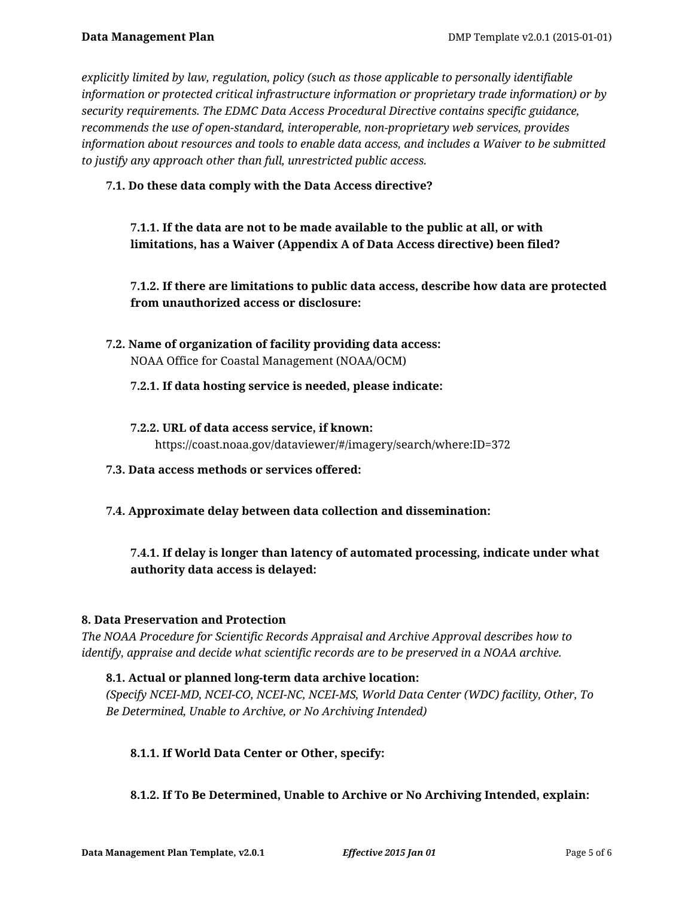*explicitly limited by law, regulation, policy (such as those applicable to personally identifiable information or protected critical infrastructure information or proprietary trade information) or by security requirements. The EDMC Data Access Procedural Directive contains specific guidance, recommends the use of open-standard, interoperable, non-proprietary web services, provides information about resources and tools to enable data access, and includes a Waiver to be submitted to justify any approach other than full, unrestricted public access.*

**7.1. Do these data comply with the Data Access directive?**

**7.1.1. If the data are not to be made available to the public at all, or with limitations, has a Waiver (Appendix A of Data Access directive) been filed?**

**7.1.2. If there are limitations to public data access, describe how data are protected from unauthorized access or disclosure:**

**7.2. Name of organization of facility providing data access:**
NOAA Office for Coastal Management (NOAA/OCM)

**7.2.1. If data hosting service is needed, please indicate:**

**7.2.2. URL of data access service, if known:**
https://coast.noaa.gov/dataviewer/#/imagery/search/where:ID=372

**7.3. Data access methods or services offered:**

**7.4. Approximate delay between data collection and dissemination:**

**7.4.1. If delay is longer than latency of automated processing, indicate under what authority data access is delayed:**

## 8. Data Preservation and Protection

*The NOAA Procedure for Scientific Records Appraisal and Archive Approval describes how to identify, appraise and decide what scientific records are to be preserved in a NOAA archive.*

**8.1. Actual or planned long-term data archive location:**
*(Specify NCEI-MD, NCEI-CO, NCEI-NC, NCEI-MS, World Data Center (WDC) facility, Other, To Be Determined, Unable to Archive, or No Archiving Intended)*

**8.1.1. If World Data Center or Other, specify:**

**8.1.2. If To Be Determined, Unable to Archive or No Archiving Intended, explain:**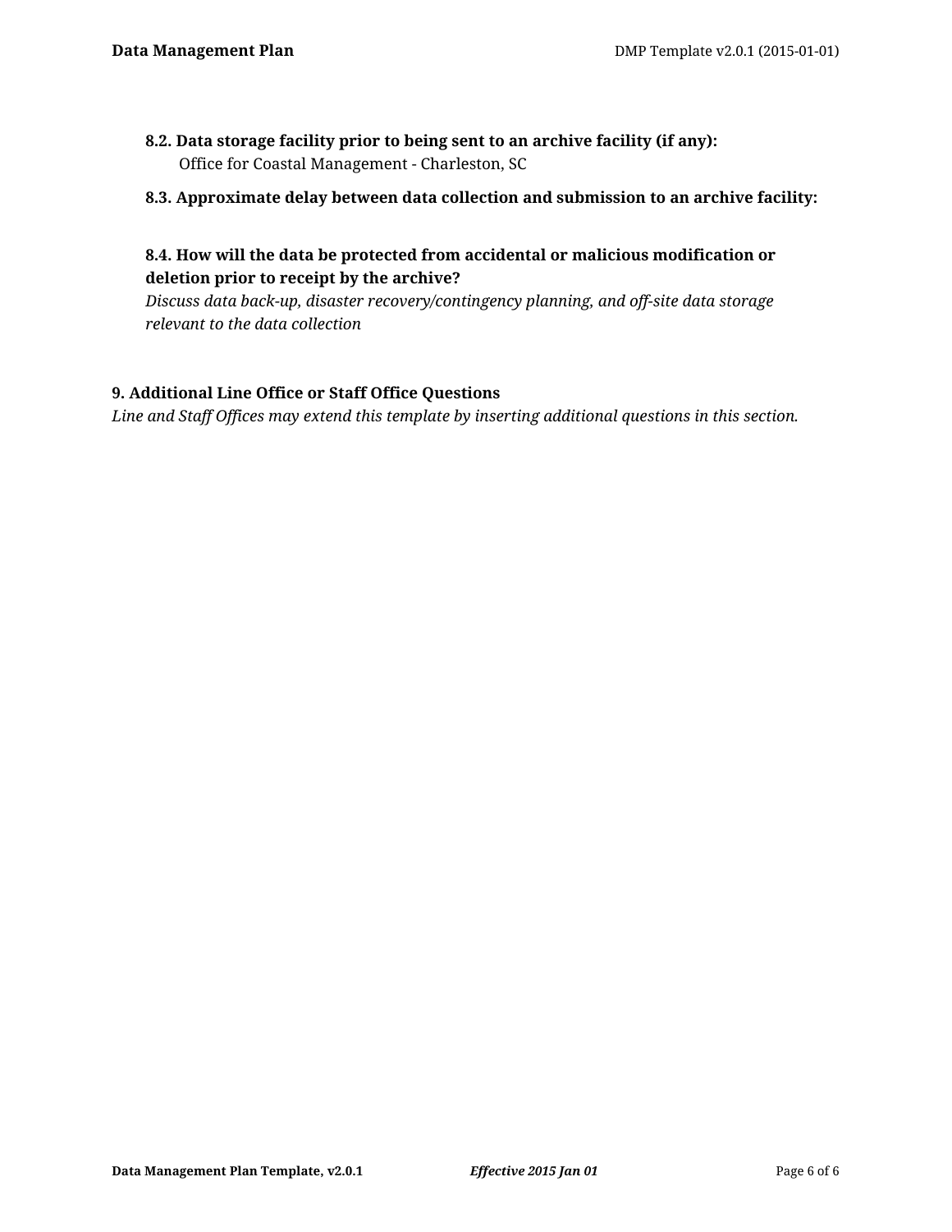**8.2. Data storage facility prior to being sent to an archive facility (if any):**

Office for Coastal Management - Charleston, SC

**8.3. Approximate delay between data collection and submission to an archive facility:**

**8.4. How will the data be protected from accidental or malicious modification or deletion prior to receipt by the archive?**

*Discuss data back-up, disaster recovery/contingency planning, and off-site data storage relevant to the data collection*

## 9. Additional Line Office or Staff Office Questions

*Line and Staff Offices may extend this template by inserting additional questions in this section.*